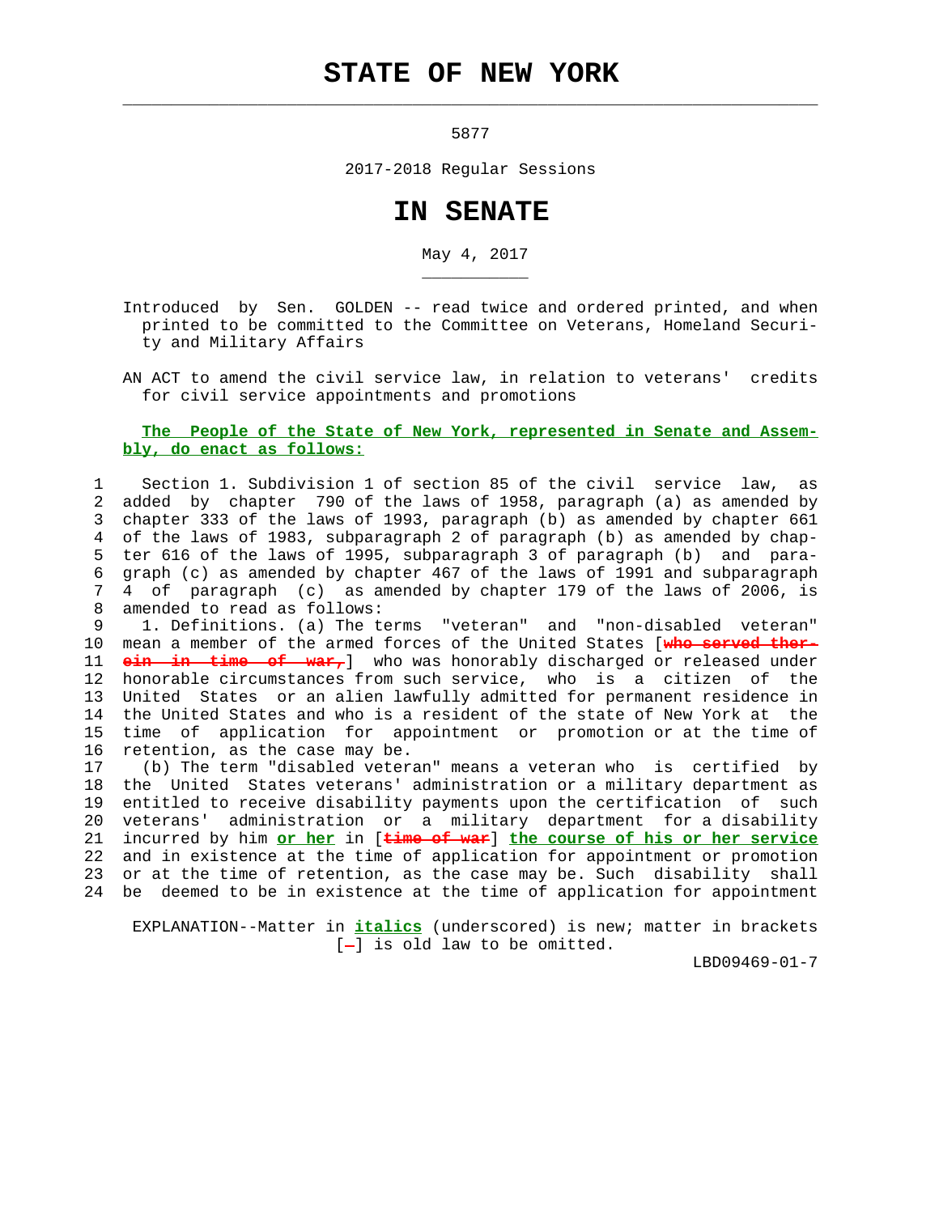# STATE OF NEW YORK

5877

2017-2018 Regular Sessions

# IN SENATE

May 4, 2017

Introduced by Sen. GOLDEN -- read twice and ordered printed, and when printed to be committed to the Committee on Veterans, Homeland Security and Military Affairs

AN ACT to amend the civil service law, in relation to veterans' credits for civil service appointments and promotions

**The People of the State of New York, represented in Senate and Assembly, do enact as follows:**

Section 1. Subdivision 1 of section 85 of the civil service law, as added by chapter 790 of the laws of 1958, paragraph (a) as amended by chapter 333 of the laws of 1993, paragraph (b) as amended by chapter 661 of the laws of 1983, subparagraph 2 of paragraph (b) as amended by chapter 616 of the laws of 1995, subparagraph 3 of paragraph (b) and paragraph (c) as amended by chapter 467 of the laws of 1991 and subparagraph 4 of paragraph (c) as amended by chapter 179 of the laws of 2006, is amended to read as follows:

1. Definitions. (a) The terms "veteran" and "non-disabled veteran" mean a member of the armed forces of the United States [~~who served therein in time of war,~~] who was honorably discharged or released under honorable circumstances from such service, who is a citizen of the United States or an alien lawfully admitted for permanent residence in the United States and who is a resident of the state of New York at the time of application for appointment or promotion or at the time of retention, as the case may be.

(b) The term "disabled veteran" means a veteran who is certified by the United States veterans' administration or a military department as entitled to receive disability payments upon the certification of such veterans' administration or a military department for a disability incurred by him ***or her*** in [~~time of war~~] ***the course of his or her service*** and in existence at the time of application for appointment or promotion or at the time of retention, as the case may be. Such disability shall be deemed to be in existence at the time of application for appointment

EXPLANATION--Matter in ***italics*** (underscored) is new; matter in brackets [~~-~~] is old law to be omitted.

LBD09469-01-7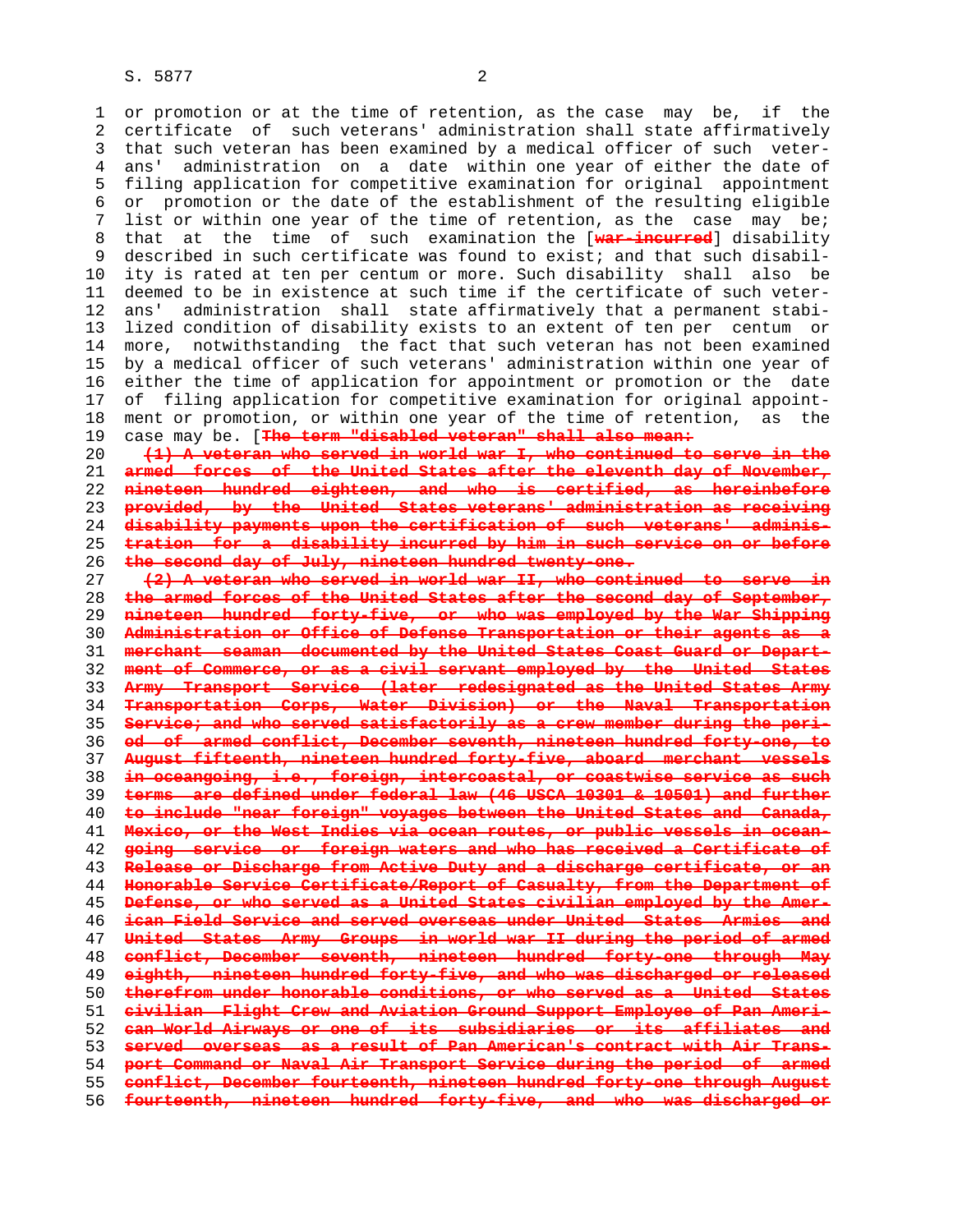or promotion or at the time of retention, as the case may be, if the certificate of such veterans' administration shall state affirmatively that such veteran has been examined by a medical officer of such veterans' administration on a date within one year of either the date of filing application for competitive examination for original appointment or promotion or the date of the establishment of the resulting eligible list or within one year of the time of retention, as the case may be; that at the time of such examination the [~~war-incurred~~] disability described in such certificate was found to exist; and that such disability is rated at ten per centum or more. Such disability shall also be deemed to be in existence at such time if the certificate of such veterans' administration shall state affirmatively that a permanent stabilized condition of disability exists to an extent of ten per centum or more, notwithstanding the fact that such veteran has not been examined by a medical officer of such veterans' administration within one year of either the time of application for appointment or promotion or the date of filing application for competitive examination for original appointment or promotion, or within one year of the time of retention, as the case may be. [~~The term "disabled veteran" shall also mean:~~

~~(1) A veteran who served in world war I, who continued to serve in the armed forces of the United States after the eleventh day of November, nineteen hundred eighteen, and who is certified, as hereinbefore provided, by the United States veterans' administration as receiving disability payments upon the certification of such veterans' administration for a disability incurred by him in such service on or before the second day of July, nineteen hundred twenty-one.~~

~~(2) A veteran who served in world war II, who continued to serve in the armed forces of the United States after the second day of September, nineteen hundred forty-five, or who was employed by the War Shipping Administration or Office of Defense Transportation or their agents as a merchant seaman documented by the United States Coast Guard or Department of Commerce, or as a civil servant employed by the United States Army Transport Service (later redesignated as the United States Army Transportation Corps, Water Division) or the Naval Transportation Service; and who served satisfactorily as a crew member during the period of armed conflict, December seventh, nineteen hundred forty-one, to August fifteenth, nineteen hundred forty-five, aboard merchant vessels in oceangoing, i.e., foreign, intercoastal, or coastwise service as such terms are defined under federal law (46 USCA 10301 & 10501) and further to include "near foreign" voyages between the United States and Canada, Mexico, or the West Indies via ocean routes, or public vessels in oceangoing service or foreign waters and who has received a Certificate of Release or Discharge from Active Duty and a discharge certificate, or an Honorable Service Certificate/Report of Casualty, from the Department of Defense, or who served as a United States civilian employed by the American Field Service and served overseas under United States Armies and United States Army Groups in world war II during the period of armed conflict, December seventh, nineteen hundred forty-one through May eighth, nineteen hundred forty-five, and who was discharged or released therefrom under honorable conditions, or who served as a United States civilian Flight Crew and Aviation Ground Support Employee of Pan American World Airways or one of its subsidiaries or its affiliates and served overseas as a result of Pan American's contract with Air Transport Command or Naval Air Transport Service during the period of armed conflict, December fourteenth, nineteen hundred forty-one through August fourteenth, nineteen hundred forty-five, and who was discharged or~~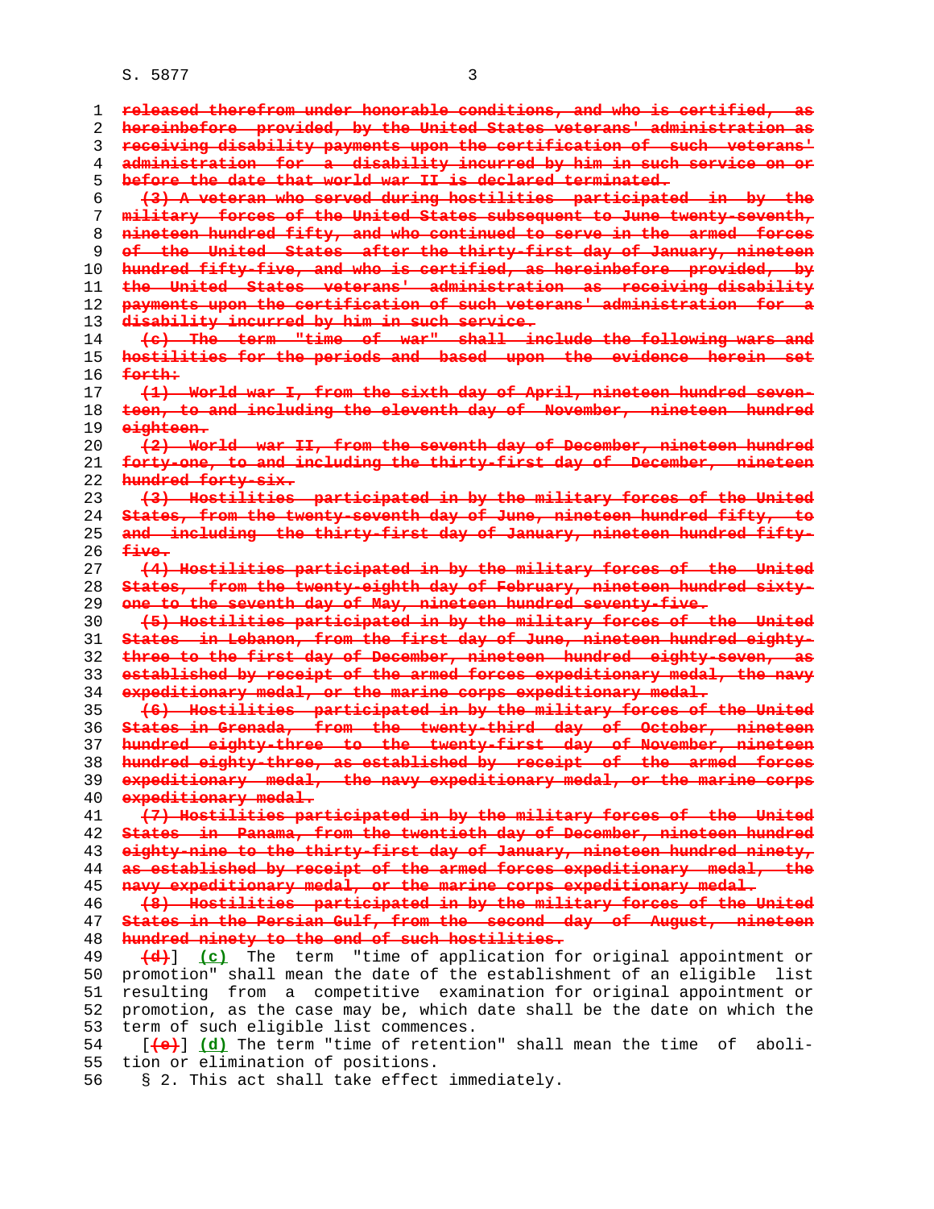~~released therefrom under honorable conditions, and who is certified, as hereinbefore provided, by the United States veterans' administration as receiving disability payments upon the certification of such veterans' administration for a disability incurred by him in such service on or before the date that world war II is declared terminated.~~

~~(3) A veteran who served during hostilities participated in by the military forces of the United States subsequent to June twenty-seventh, nineteen hundred fifty, and who continued to serve in the armed forces of the United States after the thirty-first day of January, nineteen hundred fifty-five, and who is certified, as hereinbefore provided, by the United States veterans' administration as receiving disability payments upon the certification of such veterans' administration for a disability incurred by him in such service.~~

~~(c) The term "time of war" shall include the following wars and hostilities for the periods and based upon the evidence herein set forth:~~

~~(1) World war I, from the sixth day of April, nineteen hundred seventeen, to and including the eleventh day of November, nineteen hundred eighteen.~~

~~(2) World war II, from the seventh day of December, nineteen hundred forty-one, to and including the thirty-first day of December, nineteen hundred forty-six.~~

~~(3) Hostilities participated in by the military forces of the United States, from the twenty-seventh day of June, nineteen hundred fifty, to and including the thirty-first day of January, nineteen hundred fifty-five.~~

~~(4) Hostilities participated in by the military forces of the United States, from the twenty-eighth day of February, nineteen hundred sixty-one to the seventh day of May, nineteen hundred seventy-five.~~

~~(5) Hostilities participated in by the military forces of the United States in Lebanon, from the first day of June, nineteen hundred eighty-three to the first day of December, nineteen hundred eighty-seven, as established by receipt of the armed forces expeditionary medal, the navy expeditionary medal, or the marine corps expeditionary medal.~~

~~(6) Hostilities participated in by the military forces of the United States in Grenada, from the twenty-third day of October, nineteen hundred eighty-three to the twenty-first day of November, nineteen hundred eighty-three, as established by receipt of the armed forces expeditionary medal, the navy expeditionary medal, or the marine corps expeditionary medal.~~

~~(7) Hostilities participated in by the military forces of the United States in Panama, from the twentieth day of December, nineteen hundred eighty-nine to the thirty-first day of January, nineteen hundred ninety, as established by receipt of the armed forces expeditionary medal, the navy expeditionary medal, or the marine corps expeditionary medal.~~

~~(8) Hostilities participated in by the military forces of the United States in the Persian Gulf, from the second day of August, nineteen hundred ninety to the end of such hostilities.~~

~~(d)~~] **(c)** The term "time of application for original appointment or promotion" shall mean the date of the establishment of an eligible list resulting from a competitive examination for original appointment or promotion, as the case may be, which date shall be the date on which the term of such eligible list commences.

[~~(e)~~] **(d)** The term "time of retention" shall mean the time of abolition or elimination of positions.

§ 2. This act shall take effect immediately.